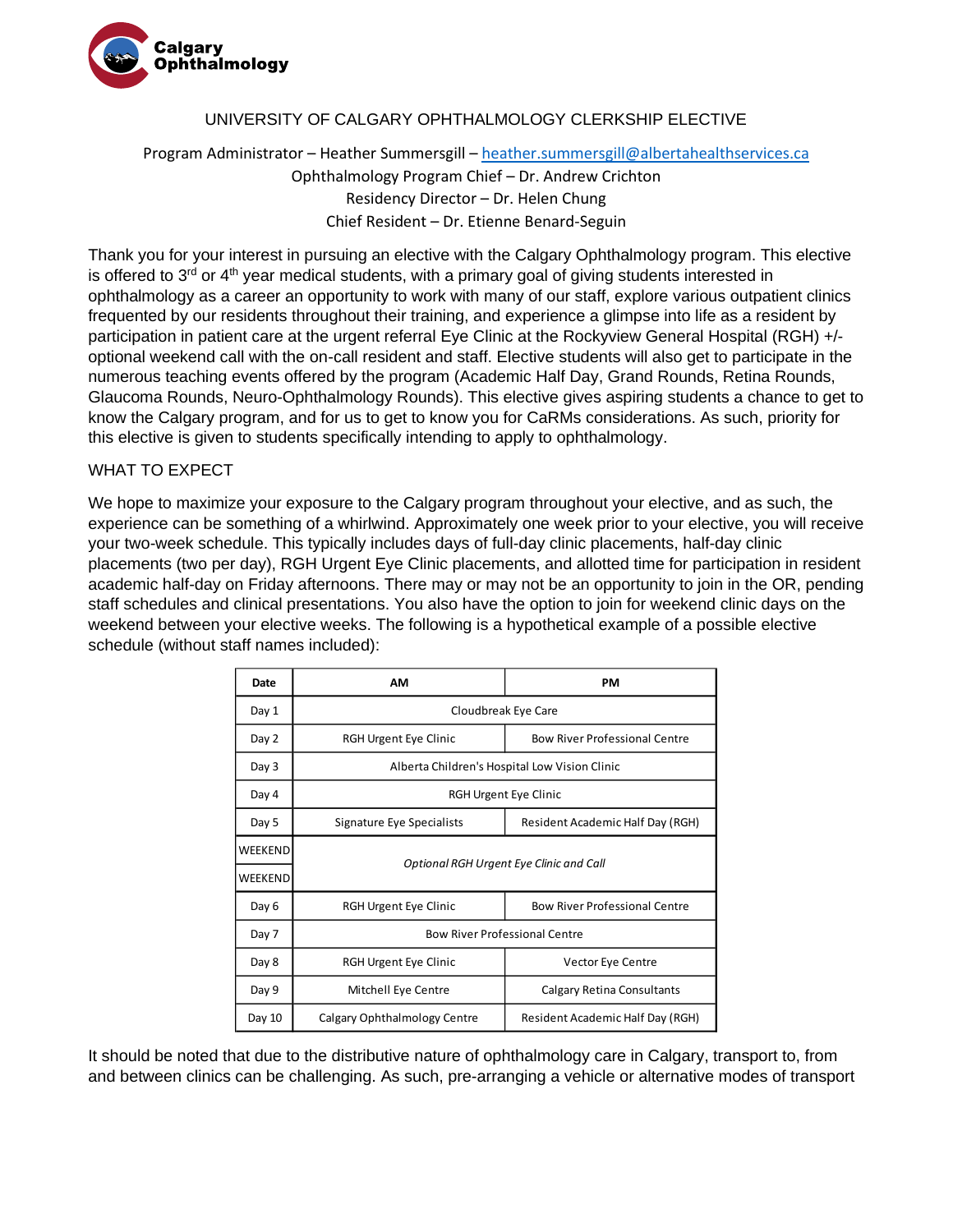Calgary Ophthalmology

# UNIVERSITY OF CALGARY OPHTHALMOLOGY CLERKSHIP ELECTIVE

Program Administrator – Heather Summersgill – heather.summersgill@albertahealthservices.ca
Ophthalmology Program Chief – Dr. Andrew Crichton
Residency Director – Dr. Helen Chung
Chief Resident – Dr. Etienne Benard-Seguin

Thank you for your interest in pursuing an elective with the Calgary Ophthalmology program. This elective is offered to 3rd or 4th year medical students, with a primary goal of giving students interested in ophthalmology as a career an opportunity to work with many of our staff, explore various outpatient clinics frequented by our residents throughout their training, and experience a glimpse into life as a resident by participation in patient care at the urgent referral Eye Clinic at the Rockyview General Hospital (RGH) +/- optional weekend call with the on-call resident and staff. Elective students will also get to participate in the numerous teaching events offered by the program (Academic Half Day, Grand Rounds, Retina Rounds, Glaucoma Rounds, Neuro-Ophthalmology Rounds). This elective gives aspiring students a chance to get to know the Calgary program, and for us to get to know you for CaRMs considerations. As such, priority for this elective is given to students specifically intending to apply to ophthalmology.

## WHAT TO EXPECT

We hope to maximize your exposure to the Calgary program throughout your elective, and as such, the experience can be something of a whirlwind. Approximately one week prior to your elective, you will receive your two-week schedule. This typically includes days of full-day clinic placements, half-day clinic placements (two per day), RGH Urgent Eye Clinic placements, and allotted time for participation in resident academic half-day on Friday afternoons. There may or may not be an opportunity to join in the OR, pending staff schedules and clinical presentations. You also have the option to join for weekend clinic days on the weekend between your elective weeks. The following is a hypothetical example of a possible elective schedule (without staff names included):

| Date | AM | PM |
|---|---|---|
| Day 1 | Cloudbreak Eye Care | |
| Day 2 | RGH Urgent Eye Clinic | Bow River Professional Centre |
| Day 3 | Alberta Children's Hospital Low Vision Clinic | |
| Day 4 | RGH Urgent Eye Clinic | |
| Day 5 | Signature Eye Specialists | Resident Academic Half Day (RGH) |
| WEEKEND | *Optional RGH Urgent Eye Clinic and Call* | |
| WEEKEND | | |
| Day 6 | RGH Urgent Eye Clinic | Bow River Professional Centre |
| Day 7 | Bow River Professional Centre | |
| Day 8 | RGH Urgent Eye Clinic | Vector Eye Centre |
| Day 9 | Mitchell Eye Centre | Calgary Retina Consultants |
| Day 10 | Calgary Ophthalmology Centre | Resident Academic Half Day (RGH) |

It should be noted that due to the distributive nature of ophthalmology care in Calgary, transport to, from and between clinics can be challenging. As such, pre-arranging a vehicle or alternative modes of transport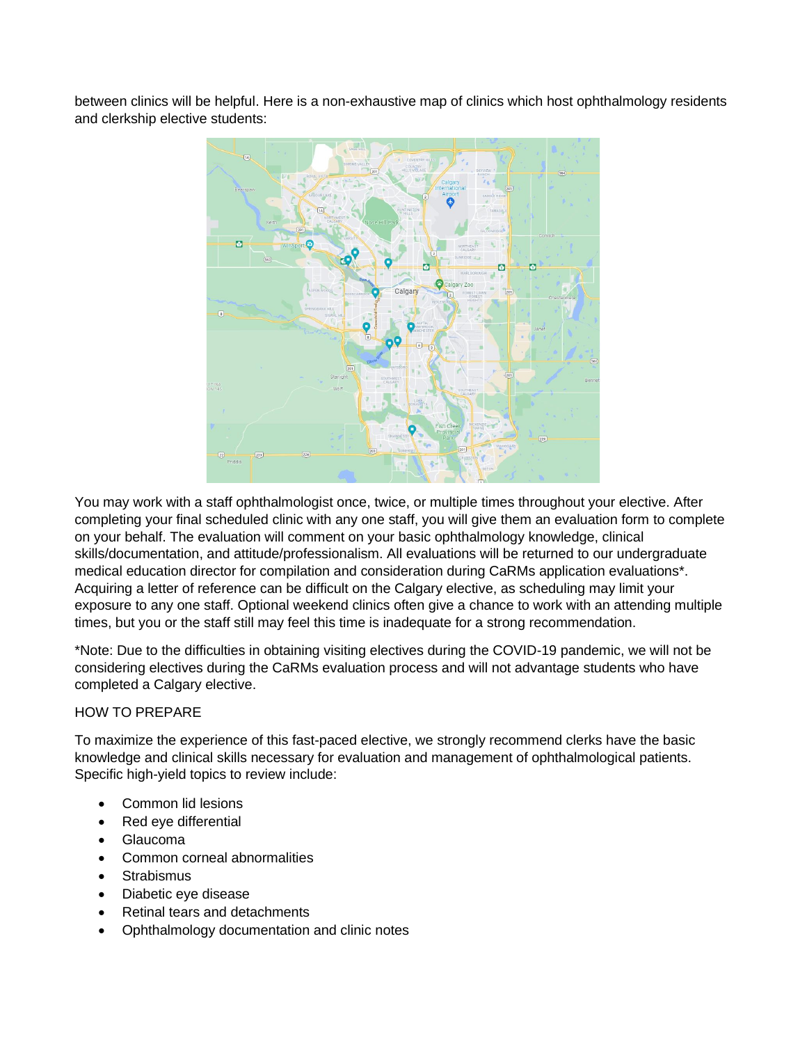between clinics will be helpful. Here is a non-exhaustive map of clinics which host ophthalmology residents and clerkship elective students:

You may work with a staff ophthalmologist once, twice, or multiple times throughout your elective. After completing your final scheduled clinic with any one staff, you will give them an evaluation form to complete on your behalf. The evaluation will comment on your basic ophthalmology knowledge, clinical skills/documentation, and attitude/professionalism. All evaluations will be returned to our undergraduate medical education director for compilation and consideration during CaRMs application evaluations*. Acquiring a letter of reference can be difficult on the Calgary elective, as scheduling may limit your exposure to any one staff. Optional weekend clinics often give a chance to work with an attending multiple times, but you or the staff still may feel this time is inadequate for a strong recommendation.

*Note: Due to the difficulties in obtaining visiting electives during the COVID-19 pandemic, we will not be considering electives during the CaRMs evaluation process and will not advantage students who have completed a Calgary elective.

HOW TO PREPARE

To maximize the experience of this fast-paced elective, we strongly recommend clerks have the basic knowledge and clinical skills necessary for evaluation and management of ophthalmological patients. Specific high-yield topics to review include:

- Common lid lesions
- Red eye differential
- Glaucoma
- Common corneal abnormalities
- Strabismus
- Diabetic eye disease
- Retinal tears and detachments
- Ophthalmology documentation and clinic notes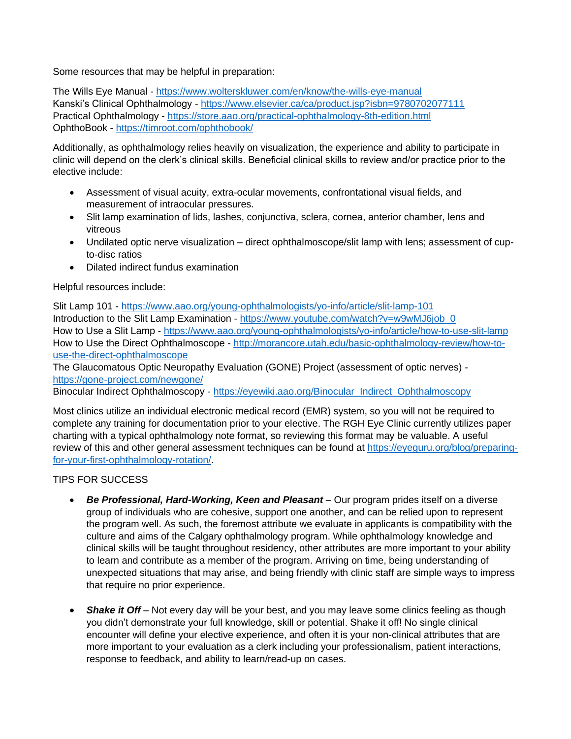Some resources that may be helpful in preparation:

The Wills Eye Manual - https://www.wolterskluwer.com/en/know/the-wills-eye-manual
Kanski's Clinical Ophthalmology - https://www.elsevier.ca/ca/product.jsp?isbn=9780702077111
Practical Ophthalmology - https://store.aao.org/practical-ophthalmology-8th-edition.html
OphthoBook - https://timroot.com/ophthobook/

Additionally, as ophthalmology relies heavily on visualization, the experience and ability to participate in clinic will depend on the clerk's clinical skills. Beneficial clinical skills to review and/or practice prior to the elective include:

- Assessment of visual acuity, extra-ocular movements, confrontational visual fields, and measurement of intraocular pressures.
- Slit lamp examination of lids, lashes, conjunctiva, sclera, cornea, anterior chamber, lens and vitreous
- Undilated optic nerve visualization – direct ophthalmoscope/slit lamp with lens; assessment of cup-to-disc ratios
- Dilated indirect fundus examination

Helpful resources include:

Slit Lamp 101 - https://www.aao.org/young-ophthalmologists/yo-info/article/slit-lamp-101
Introduction to the Slit Lamp Examination - https://www.youtube.com/watch?v=w9wMJ6job_0
How to Use a Slit Lamp - https://www.aao.org/young-ophthalmologists/yo-info/article/how-to-use-slit-lamp
How to Use the Direct Ophthalmoscope - http://morancore.utah.edu/basic-ophthalmology-review/how-to-use-the-direct-ophthalmoscope
The Glaucomatous Optic Neuropathy Evaluation (GONE) Project (assessment of optic nerves) - https://gone-project.com/newgone/
Binocular Indirect Ophthalmoscopy - https://eyewiki.aao.org/Binocular_Indirect_Ophthalmoscopy

Most clinics utilize an individual electronic medical record (EMR) system, so you will not be required to complete any training for documentation prior to your elective. The RGH Eye Clinic currently utilizes paper charting with a typical ophthalmology note format, so reviewing this format may be valuable. A useful review of this and other general assessment techniques can be found at https://eyeguru.org/blog/preparing-for-your-first-ophthalmology-rotation/.

TIPS FOR SUCCESS

- ***Be Professional, Hard-Working, Keen and Pleasant*** – Our program prides itself on a diverse group of individuals who are cohesive, support one another, and can be relied upon to represent the program well. As such, the foremost attribute we evaluate in applicants is compatibility with the culture and aims of the Calgary ophthalmology program. While ophthalmology knowledge and clinical skills will be taught throughout residency, other attributes are more important to your ability to learn and contribute as a member of the program. Arriving on time, being understanding of unexpected situations that may arise, and being friendly with clinic staff are simple ways to impress that require no prior experience.

- ***Shake it Off*** – Not every day will be your best, and you may leave some clinics feeling as though you didn't demonstrate your full knowledge, skill or potential. Shake it off! No single clinical encounter will define your elective experience, and often it is your non-clinical attributes that are more important to your evaluation as a clerk including your professionalism, patient interactions, response to feedback, and ability to learn/read-up on cases.